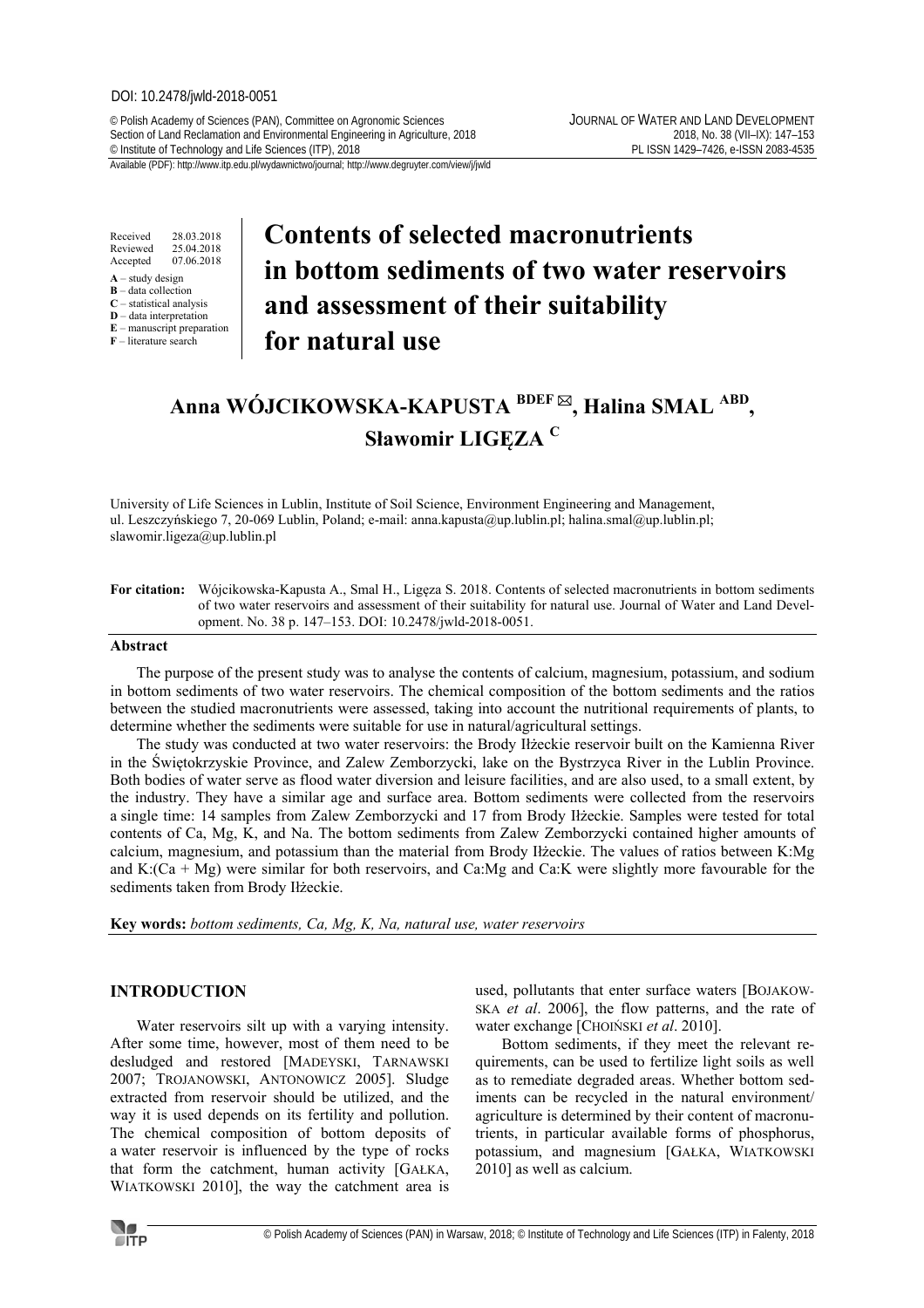DOI: 10.2478/jwld-2018-0051

© Polish Academy of Sciences (PAN), Committee on Agronomic Sciences
Section of Land Reclamation and Environmental Engineering in Agriculture, 2018
© Institute of Technology and Life Sciences (ITP), 2018

JOURNAL OF WATER AND LAND DEVELOPMENT
2018, No. 38 (VII–IX): 147–153
PL ISSN 1429–7426, e-ISSN 2083-4535

Available (PDF): http://www.itp.edu.pl/wydawnictwo/journal; http://www.degruyter.com/view/j/jwld

Received 28.03.2018
Reviewed 25.04.2018
Accepted 07.06.2018

**A** – study design
**B** – data collection
**C** – statistical analysis
**D** – data interpretation
**E** – manuscript preparation
**F** – literature search

# Contents of selected macronutrients in bottom sediments of two water reservoirs and assessment of their suitability for natural use

**Anna WÓJCIKOWSKA-KAPUSTA BDEF ✉, Halina SMAL ABD, Sławomir LIGĘZA C**

University of Life Sciences in Lublin, Institute of Soil Science, Environment Engineering and Management, ul. Leszczyńskiego 7, 20-069 Lublin, Poland; e-mail: anna.kapusta@up.lublin.pl; halina.smal@up.lublin.pl; slawomir.ligeza@up.lublin.pl

**For citation:** Wójcikowska-Kapusta A., Smal H., Ligęza S. 2018. Contents of selected macronutrients in bottom sediments of two water reservoirs and assessment of their suitability for natural use. Journal of Water and Land Development. No. 38 p. 147–153. DOI: 10.2478/jwld-2018-0051.

## Abstract

The purpose of the present study was to analyse the contents of calcium, magnesium, potassium, and sodium in bottom sediments of two water reservoirs. The chemical composition of the bottom sediments and the ratios between the studied macronutrients were assessed, taking into account the nutritional requirements of plants, to determine whether the sediments were suitable for use in natural/agricultural settings.

The study was conducted at two water reservoirs: the Brody Iłżeckie reservoir built on the Kamienna River in the Świętokrzyskie Province, and Zalew Zemborzycki, lake on the Bystrzyca River in the Lublin Province. Both bodies of water serve as flood water diversion and leisure facilities, and are also used, to a small extent, by the industry. They have a similar age and surface area. Bottom sediments were collected from the reservoirs a single time: 14 samples from Zalew Zemborzycki and 17 from Brody Iłżeckie. Samples were tested for total contents of Ca, Mg, K, and Na. The bottom sediments from Zalew Zemborzycki contained higher amounts of calcium, magnesium, and potassium than the material from Brody Iłżeckie. The values of ratios between K:Mg and K:(Ca + Mg) were similar for both reservoirs, and Ca:Mg and Ca:K were slightly more favourable for the sediments taken from Brody Iłżeckie.

**Key words:** *bottom sediments, Ca, Mg, K, Na, natural use, water reservoirs*

## INTRODUCTION

Water reservoirs silt up with a varying intensity. After some time, however, most of them need to be desludged and restored [MADEYSKI, TARNAWSKI 2007; TROJANOWSKI, ANTONOWICZ 2005]. Sludge extracted from reservoir should be utilized, and the way it is used depends on its fertility and pollution. The chemical composition of bottom deposits of a water reservoir is influenced by the type of rocks that form the catchment, human activity [GAŁKA, WIATKOWSKI 2010], the way the catchment area is used, pollutants that enter surface waters [BOJAKOWSKA *et al*. 2006], the flow patterns, and the rate of water exchange [CHOIŃSKI *et al*. 2010].

Bottom sediments, if they meet the relevant requirements, can be used to fertilize light soils as well as to remediate degraded areas. Whether bottom sediments can be recycled in the natural environment/agriculture is determined by their content of macronutrients, in particular available forms of phosphorus, potassium, and magnesium [GAŁKA, WIATKOWSKI 2010] as well as calcium.

© Polish Academy of Sciences (PAN) in Warsaw, 2018; © Institute of Technology and Life Sciences (ITP) in Falenty, 2018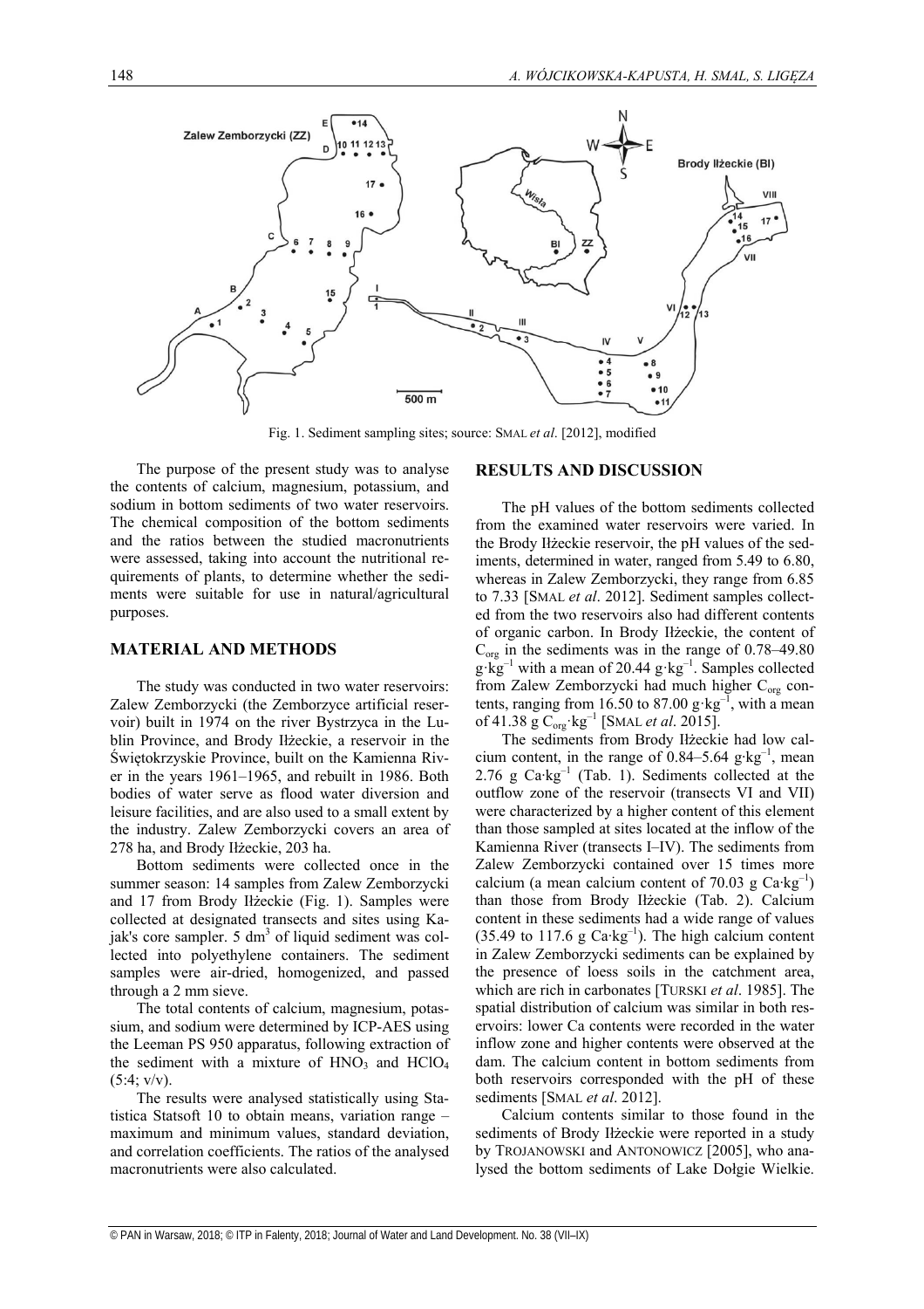Fig. 1. Sediment sampling sites; source: SMAL *et al*. [2012], modified

The purpose of the present study was to analyse the contents of calcium, magnesium, potassium, and sodium in bottom sediments of two water reservoirs. The chemical composition of the bottom sediments and the ratios between the studied macronutrients were assessed, taking into account the nutritional requirements of plants, to determine whether the sediments were suitable for use in natural/agricultural purposes.

## MATERIAL AND METHODS

The study was conducted in two water reservoirs: Zalew Zemborzycki (the Zemborzyce artificial reservoir) built in 1974 on the river Bystrzyca in the Lublin Province, and Brody Iłżeckie, a reservoir in the Świętokrzyskie Province, built on the Kamienna River in the years 1961–1965, and rebuilt in 1986. Both bodies of water serve as flood water diversion and leisure facilities, and are also used to a small extent by the industry. Zalew Zemborzycki covers an area of 278 ha, and Brody Iłżeckie, 203 ha.

Bottom sediments were collected once in the summer season: 14 samples from Zalew Zemborzycki and 17 from Brody Iłżeckie (Fig. 1). Samples were collected at designated transects and sites using Kajak's core sampler. 5 $dm^3$ of liquid sediment was collected into polyethylene containers. The sediment samples were air-dried, homogenized, and passed through a 2 mm sieve.

The total contents of calcium, magnesium, potassium, and sodium were determined by ICP-AES using the Leeman PS 950 apparatus, following extraction of the sediment with a mixture of $HNO_3$ and $HClO_4$ (5:4; v/v).

The results were analysed statistically using Statistica Statsoft 10 to obtain means, variation range – maximum and minimum values, standard deviation, and correlation coefficients. The ratios of the analysed macronutrients were also calculated.

## RESULTS AND DISCUSSION

The pH values of the bottom sediments collected from the examined water reservoirs were varied. In the Brody Iłżeckie reservoir, the pH values of the sediments, determined in water, ranged from 5.49 to 6.80, whereas in Zalew Zemborzycki, they range from 6.85 to 7.33 [SMAL *et al*. 2012]. Sediment samples collected from the two reservoirs also had different contents of organic carbon. In Brody Iłżeckie, the content of $C_{org}$ in the sediments was in the range of 0.78–49.80 $g \cdot kg^{-1}$ with a mean of 20.44 $g \cdot kg^{-1}$. Samples collected from Zalew Zemborzycki had much higher $C_{org}$ contents, ranging from 16.50 to 87.00 $g \cdot kg^{-1}$, with a mean of 41.38 g $C_{org} \cdot kg^{-1}$ [SMAL *et al*. 2015].

The sediments from Brody Iłżeckie had low calcium content, in the range of 0.84–5.64 $g \cdot kg^{-1}$, mean 2.76 g $Ca \cdot kg^{-1}$ (Tab. 1). Sediments collected at the outflow zone of the reservoir (transects VI and VII) were characterized by a higher content of this element than those sampled at sites located at the inflow of the Kamienna River (transects I–IV). The sediments from Zalew Zemborzycki contained over 15 times more calcium (a mean calcium content of 70.03 g $Ca \cdot kg^{-1}$) than those from Brody Iłżeckie (Tab. 2). Calcium content in these sediments had a wide range of values (35.49 to 117.6 g $Ca \cdot kg^{-1}$). The high calcium content in Zalew Zemborzycki sediments can be explained by the presence of loess soils in the catchment area, which are rich in carbonates [TURSKI *et al*. 1985]. The spatial distribution of calcium was similar in both reservoirs: lower Ca contents were recorded in the water inflow zone and higher contents were observed at the dam. The calcium content in bottom sediments from both reservoirs corresponded with the pH of these sediments [SMAL *et al*. 2012].

Calcium contents similar to those found in the sediments of Brody Iłżeckie were reported in a study by TROJANOWSKI and ANTONOWICZ [2005], who analysed the bottom sediments of Lake Dołgie Wielkie.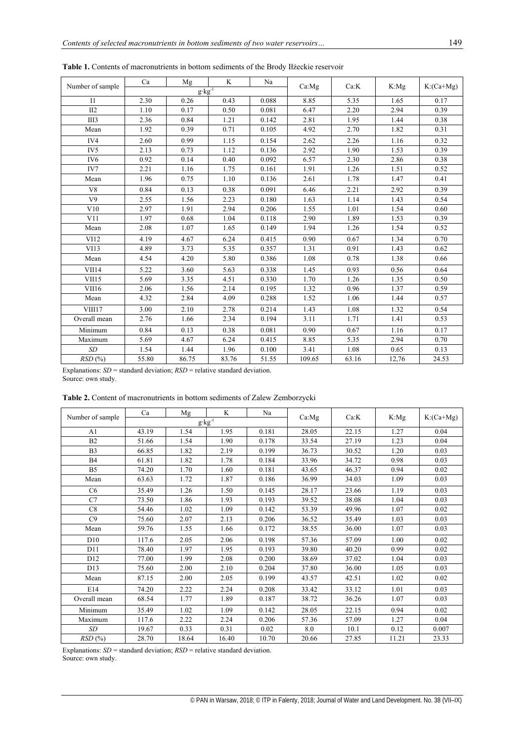**Table 1.** Contents of macronutrients in bottom sediments of the Brody Iłżeckie reservoir

| Number of sample | Ca | Mg | K | Na | Ca:Mg | Ca:K | K:Mg | K:(Ca+Mg) |
|---|---|---|---|---|---|---|---|---|
| | $g \cdot kg^{-1}$ | | | | | | | |
| I1 | 2.30 | 0.26 | 0.43 | 0.088 | 8.85 | 5.35 | 1.65 | 0.17 |
| II2 | 1.10 | 0.17 | 0.50 | 0.081 | 6.47 | 2.20 | 2.94 | 0.39 |
| III3 | 2.36 | 0.84 | 1.21 | 0.142 | 2.81 | 1.95 | 1.44 | 0.38 |
| Mean | 1.92 | 0.39 | 0.71 | 0.105 | 4.92 | 2.70 | 1.82 | 0.31 |
| IV4 | 2.60 | 0.99 | 1.15 | 0.154 | 2.62 | 2.26 | 1.16 | 0.32 |
| IV5 | 2.13 | 0.73 | 1.12 | 0.136 | 2.92 | 1.90 | 1.53 | 0.39 |
| IV6 | 0.92 | 0.14 | 0.40 | 0.092 | 6.57 | 2.30 | 2.86 | 0.38 |
| IV7 | 2.21 | 1.16 | 1.75 | 0.161 | 1.91 | 1.26 | 1.51 | 0.52 |
| Mean | 1.96 | 0.75 | 1.10 | 0.136 | 2.61 | 1.78 | 1.47 | 0.41 |
| V8 | 0.84 | 0.13 | 0.38 | 0.091 | 6.46 | 2.21 | 2.92 | 0.39 |
| V9 | 2.55 | 1.56 | 2.23 | 0.180 | 1.63 | 1.14 | 1.43 | 0.54 |
| V10 | 2.97 | 1.91 | 2.94 | 0.206 | 1.55 | 1.01 | 1.54 | 0.60 |
| V11 | 1.97 | 0.68 | 1.04 | 0.118 | 2.90 | 1.89 | 1.53 | 0.39 |
| Mean | 2.08 | 1.07 | 1.65 | 0.149 | 1.94 | 1.26 | 1.54 | 0.52 |
| VI12 | 4.19 | 4.67 | 6.24 | 0.415 | 0.90 | 0.67 | 1.34 | 0.70 |
| VI13 | 4.89 | 3.73 | 5.35 | 0.357 | 1.31 | 0.91 | 1.43 | 0.62 |
| Mean | 4.54 | 4.20 | 5.80 | 0.386 | 1.08 | 0.78 | 1.38 | 0.66 |
| VII14 | 5.22 | 3.60 | 5.63 | 0.338 | 1.45 | 0.93 | 0.56 | 0.64 |
| VII15 | 5.69 | 3.35 | 4.51 | 0.330 | 1.70 | 1.26 | 1.35 | 0.50 |
| VII16 | 2.06 | 1.56 | 2.14 | 0.195 | 1.32 | 0.96 | 1.37 | 0.59 |
| Mean | 4.32 | 2.84 | 4.09 | 0.288 | 1.52 | 1.06 | 1.44 | 0.57 |
| VIII17 | 3.00 | 2.10 | 2.78 | 0.214 | 1.43 | 1.08 | 1.32 | 0.54 |
| Overall mean | 2.76 | 1.66 | 2.34 | 0.194 | 3.11 | 1.71 | 1.41 | 0.53 |
| Minimum | 0.84 | 0.13 | 0.38 | 0.081 | 0.90 | 0.67 | 1.16 | 0.17 |
| Maximum | 5.69 | 4.67 | 6.24 | 0.415 | 8.85 | 5.35 | 2.94 | 0.70 |
| *SD* | 1.54 | 1.44 | 1.96 | 0.100 | 3.41 | 1.08 | 0.65 | 0.13 |
| *RSD* (%) | 55.80 | 86.75 | 83.76 | 51.55 | 109.65 | 63.16 | 12,76 | 24.53 |

Explanations: *SD* = standard deviation; *RSD* = relative standard deviation.
Source: own study.

**Table 2.** Content of macronutrients in bottom sediments of Zalew Zemborzycki

| Number of sample | Ca | Mg | K | Na | Ca:Mg | Ca:K | K:Mg | K:(Ca+Mg) |
|---|---|---|---|---|---|---|---|---|
| | $g \cdot kg^{-1}$ | | | | | | | |
| A1 | 43.19 | 1.54 | 1.95 | 0.181 | 28.05 | 22.15 | 1.27 | 0.04 |
| B2 | 51.66 | 1.54 | 1.90 | 0.178 | 33.54 | 27.19 | 1.23 | 0.04 |
| B3 | 66.85 | 1.82 | 2.19 | 0.199 | 36.73 | 30.52 | 1.20 | 0.03 |
| B4 | 61.81 | 1.82 | 1.78 | 0.184 | 33.96 | 34.72 | 0.98 | 0.03 |
| B5 | 74.20 | 1.70 | 1.60 | 0.181 | 43.65 | 46.37 | 0.94 | 0.02 |
| Mean | 63.63 | 1.72 | 1.87 | 0.186 | 36.99 | 34.03 | 1.09 | 0.03 |
| C6 | 35.49 | 1.26 | 1.50 | 0.145 | 28.17 | 23.66 | 1.19 | 0.03 |
| C7 | 73.50 | 1.86 | 1.93 | 0.193 | 39.52 | 38.08 | 1.04 | 0.03 |
| C8 | 54.46 | 1.02 | 1.09 | 0.142 | 53.39 | 49.96 | 1.07 | 0.02 |
| C9 | 75.60 | 2.07 | 2.13 | 0.206 | 36.52 | 35.49 | 1.03 | 0.03 |
| Mean | 59.76 | 1.55 | 1.66 | 0.172 | 38.55 | 36.00 | 1.07 | 0.03 |
| D10 | 117.6 | 2.05 | 2.06 | 0.198 | 57.36 | 57.09 | 1.00 | 0.02 |
| D11 | 78.40 | 1.97 | 1.95 | 0.193 | 39.80 | 40.20 | 0.99 | 0.02 |
| D12 | 77.00 | 1.99 | 2.08 | 0.200 | 38.69 | 37.02 | 1.04 | 0.03 |
| D13 | 75.60 | 2.00 | 2.10 | 0.204 | 37.80 | 36.00 | 1.05 | 0.03 |
| Mean | 87.15 | 2.00 | 2.05 | 0.199 | 43.57 | 42.51 | 1.02 | 0.02 |
| E14 | 74.20 | 2.22 | 2.24 | 0.208 | 33.42 | 33.12 | 1.01 | 0.03 |
| Overall mean | 68.54 | 1.77 | 1.89 | 0.187 | 38.72 | 36.26 | 1.07 | 0.03 |
| Minimum | 35.49 | 1.02 | 1.09 | 0.142 | 28.05 | 22.15 | 0.94 | 0.02 |
| Maximum | 117.6 | 2.22 | 2.24 | 0.206 | 57.36 | 57.09 | 1.27 | 0.04 |
| *SD* | 19.67 | 0.33 | 0.31 | 0.02 | 8.0 | 10.1 | 0.12 | 0.007 |
| *RSD* (%) | 28.70 | 18.64 | 16.40 | 10.70 | 20.66 | 27.85 | 11.21 | 23.33 |

Explanations: *SD* = standard deviation; *RSD* = relative standard deviation.
Source: own study.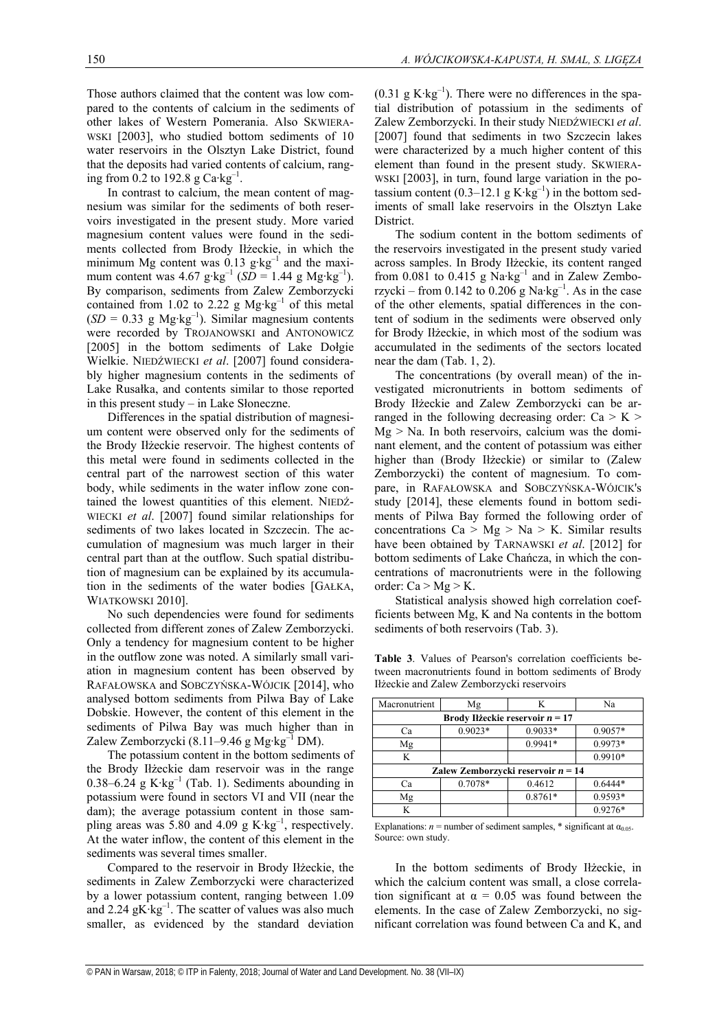Those authors claimed that the content was low compared to the contents of calcium in the sediments of other lakes of Western Pomerania. Also SKWIERAWSKI [2003], who studied bottom sediments of 10 water reservoirs in the Olsztyn Lake District, found that the deposits had varied contents of calcium, ranging from 0.2 to 192.8 g Ca·kg$^{-1}$.

In contrast to calcium, the mean content of magnesium was similar for the sediments of both reservoirs investigated in the present study. More varied magnesium content values were found in the sediments collected from Brody Iłżeckie, in which the minimum Mg content was 0.13 g·kg$^{-1}$ and the maximum content was 4.67 g·kg$^{-1}$ ($SD$ = 1.44 g Mg·kg$^{-1}$). By comparison, sediments from Zalew Zemborzycki contained from 1.02 to 2.22 g Mg·kg$^{-1}$ of this metal ($SD$ = 0.33 g Mg·kg$^{-1}$). Similar magnesium contents were recorded by TROJANOWSKI and ANTONOWICZ [2005] in the bottom sediments of Lake Dołgie Wielkie. NIEDŹWIECKI *et al*. [2007] found considerably higher magnesium contents in the sediments of Lake Rusałka, and contents similar to those reported in this present study – in Lake Słoneczne.

Differences in the spatial distribution of magnesium content were observed only for the sediments of the Brody Iłżeckie reservoir. The highest contents of this metal were found in sediments collected in the central part of the narrowest section of this water body, while sediments in the water inflow zone contained the lowest quantities of this element. NIEDŹWIECKI *et al*. [2007] found similar relationships for sediments of two lakes located in Szczecin. The accumulation of magnesium was much larger in their central part than at the outflow. Such spatial distribution of magnesium can be explained by its accumulation in the sediments of the water bodies [GAŁKA, WIATKOWSKI 2010].

No such dependencies were found for sediments collected from different zones of Zalew Zemborzycki. Only a tendency for magnesium content to be higher in the outflow zone was noted. A similarly small variation in magnesium content has been observed by RAFAŁOWSKA and SOBCZYŃSKA-WÓJCIK [2014], who analysed bottom sediments from Pilwa Bay of Lake Dobskie. However, the content of this element in the sediments of Pilwa Bay was much higher than in Zalew Zemborzycki (8.11–9.46 g Mg·kg$^{-1}$ DM).

The potassium content in the bottom sediments of the Brody Iłżeckie dam reservoir was in the range 0.38–6.24 g K·kg$^{-1}$ (Tab. 1). Sediments abounding in potassium were found in sectors VI and VII (near the dam); the average potassium content in those sampling areas was 5.80 and 4.09 g K·kg$^{-1}$, respectively. At the water inflow, the content of this element in the sediments was several times smaller.

Compared to the reservoir in Brody Iłżeckie, the sediments in Zalew Zemborzycki were characterized by a lower potassium content, ranging between 1.09 and 2.24 gK·kg$^{-1}$. The scatter of values was also much smaller, as evidenced by the standard deviation (0.31 g K·kg$^{-1}$). There were no differences in the spatial distribution of potassium in the sediments of Zalew Zemborzycki. In their study NIEDŹWIECKI *et al*. [2007] found that sediments in two Szczecin lakes were characterized by a much higher content of this element than found in the present study. SKWIERAWSKI [2003], in turn, found large variation in the potassium content (0.3–12.1 g K·kg$^{-1}$) in the bottom sediments of small lake reservoirs in the Olsztyn Lake District.

The sodium content in the bottom sediments of the reservoirs investigated in the present study varied across samples. In Brody Iłżeckie, its content ranged from 0.081 to 0.415 g Na·kg$^{-1}$ and in Zalew Zemborzycki – from 0.142 to 0.206 g Na·kg$^{-1}$. As in the case of the other elements, spatial differences in the content of sodium in the sediments were observed only for Brody Iłżeckie, in which most of the sodium was accumulated in the sediments of the sectors located near the dam (Tab. 1, 2).

The concentrations (by overall mean) of the investigated micronutrients in bottom sediments of Brody Iłżeckie and Zalew Zemborzycki can be arranged in the following decreasing order: Ca > K > Mg > Na. In both reservoirs, calcium was the dominant element, and the content of potassium was either higher than (Brody Iłżeckie) or similar to (Zalew Zemborzycki) the content of magnesium. To compare, in RAFAŁOWSKA and SOBCZYŃSKA-WÓJCIK's study [2014], these elements found in bottom sediments of Pilwa Bay formed the following order of concentrations Ca > Mg > Na > K. Similar results have been obtained by TARNAWSKI *et al*. [2012] for bottom sediments of Lake Chańcza, in which the concentrations of macronutrients were in the following order: Ca > Mg > K.

Statistical analysis showed high correlation coefficients between Mg, K and Na contents in the bottom sediments of both reservoirs (Tab. 3).

**Table 3**. Values of Pearson's correlation coefficients between macronutrients found in bottom sediments of Brody Iłżeckie and Zalew Zemborzycki reservoirs

| Macronutrient | Mg | K | Na |
|---|---|---|---|
| **Brody Iłżeckie reservoir $n$ = 17** | | | |
| Ca | 0.9023* | 0.9033* | 0.9057* |
| Mg | | 0.9941* | 0.9973* |
| K | | | 0.9910* |
| **Zalew Zemborzycki reservoir $n$ = 14** | | | |
| Ca | 0.7078* | 0.4612 | 0.6444* |
| Mg | | 0.8761* | 0.9593* |
| K | | | 0.9276* |

Explanations: $n$ = number of sediment samples, * significant at $\alpha_{0.05}$.
Source: own study.

In the bottom sediments of Brody Iłżeckie, in which the calcium content was small, a close correlation significant at $\alpha$ = 0.05 was found between the elements. In the case of Zalew Zemborzycki, no significant correlation was found between Ca and K, and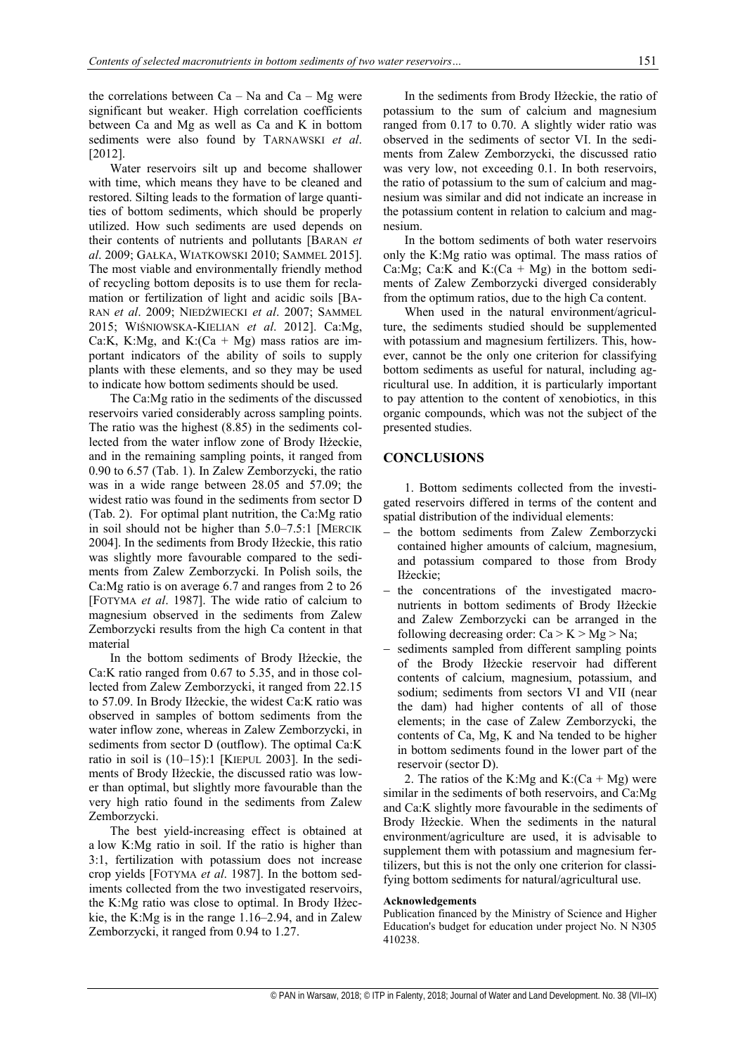the correlations between Ca – Na and Ca – Mg were significant but weaker. High correlation coefficients between Ca and Mg as well as Ca and K in bottom sediments were also found by TARNAWSKI *et al*. [2012].

Water reservoirs silt up and become shallower with time, which means they have to be cleaned and restored. Silting leads to the formation of large quantities of bottom sediments, which should be properly utilized. How such sediments are used depends on their contents of nutrients and pollutants [BARAN *et al*. 2009; GAŁKA, WIATKOWSKI 2010; SAMMEL 2015]. The most viable and environmentally friendly method of recycling bottom deposits is to use them for reclamation or fertilization of light and acidic soils [BARAN *et al*. 2009; NIEDŹWIECKI *et al*. 2007; SAMMEL 2015; WIŚNIOWSKA-KIELIAN *et al*. 2012]. Ca:Mg, Ca:K, K:Mg, and K:(Ca + Mg) mass ratios are important indicators of the ability of soils to supply plants with these elements, and so they may be used to indicate how bottom sediments should be used.

The Ca:Mg ratio in the sediments of the discussed reservoirs varied considerably across sampling points. The ratio was the highest (8.85) in the sediments collected from the water inflow zone of Brody Iłżeckie, and in the remaining sampling points, it ranged from 0.90 to 6.57 (Tab. 1). In Zalew Zemborzycki, the ratio was in a wide range between 28.05 and 57.09; the widest ratio was found in the sediments from sector D (Tab. 2). For optimal plant nutrition, the Ca:Mg ratio in soil should not be higher than 5.0–7.5:1 [MERCIK 2004]. In the sediments from Brody Iłżeckie, this ratio was slightly more favourable compared to the sediments from Zalew Zemborzycki. In Polish soils, the Ca:Mg ratio is on average 6.7 and ranges from 2 to 26 [FOTYMA *et al*. 1987]. The wide ratio of calcium to magnesium observed in the sediments from Zalew Zemborzycki results from the high Ca content in that material

In the bottom sediments of Brody Iłżeckie, the Ca:K ratio ranged from 0.67 to 5.35, and in those collected from Zalew Zemborzycki, it ranged from 22.15 to 57.09. In Brody Iłżeckie, the widest Ca:K ratio was observed in samples of bottom sediments from the water inflow zone, whereas in Zalew Zemborzycki, in sediments from sector D (outflow). The optimal Ca:K ratio in soil is (10–15):1 [KIEPUL 2003]. In the sediments of Brody Iłżeckie, the discussed ratio was lower than optimal, but slightly more favourable than the very high ratio found in the sediments from Zalew Zemborzycki.

The best yield-increasing effect is obtained at a low K:Mg ratio in soil. If the ratio is higher than 3:1, fertilization with potassium does not increase crop yields [FOTYMA *et al*. 1987]. In the bottom sediments collected from the two investigated reservoirs, the K:Mg ratio was close to optimal. In Brody Iłżeckie, the K:Mg is in the range 1.16–2.94, and in Zalew Zemborzycki, it ranged from 0.94 to 1.27.

In the sediments from Brody Iłżeckie, the ratio of potassium to the sum of calcium and magnesium ranged from 0.17 to 0.70. A slightly wider ratio was observed in the sediments of sector VI. In the sediments from Zalew Zemborzycki, the discussed ratio was very low, not exceeding 0.1. In both reservoirs, the ratio of potassium to the sum of calcium and magnesium was similar and did not indicate an increase in the potassium content in relation to calcium and magnesium.

In the bottom sediments of both water reservoirs only the K:Mg ratio was optimal. The mass ratios of Ca:Mg; Ca:K and K:(Ca + Mg) in the bottom sediments of Zalew Zemborzycki diverged considerably from the optimum ratios, due to the high Ca content.

When used in the natural environment/agriculture, the sediments studied should be supplemented with potassium and magnesium fertilizers. This, however, cannot be the only one criterion for classifying bottom sediments as useful for natural, including agricultural use. In addition, it is particularly important to pay attention to the content of xenobiotics, in this organic compounds, which was not the subject of the presented studies.

## CONCLUSIONS

1. Bottom sediments collected from the investigated reservoirs differed in terms of the content and spatial distribution of the individual elements:

- the bottom sediments from Zalew Zemborzycki contained higher amounts of calcium, magnesium, and potassium compared to those from Brody Iłżeckie;
- the concentrations of the investigated macronutrients in bottom sediments of Brody Iłżeckie and Zalew Zemborzycki can be arranged in the following decreasing order: Ca > K > Mg > Na;
- sediments sampled from different sampling points of the Brody Iłżeckie reservoir had different contents of calcium, magnesium, potassium, and sodium; sediments from sectors VI and VII (near the dam) had higher contents of all of those elements; in the case of Zalew Zemborzycki, the contents of Ca, Mg, K and Na tended to be higher in bottom sediments found in the lower part of the reservoir (sector D).

2. The ratios of the K:Mg and K:(Ca + Mg) were similar in the sediments of both reservoirs, and Ca:Mg and Ca:K slightly more favourable in the sediments of Brody Iłżeckie. When the sediments in the natural environment/agriculture are used, it is advisable to supplement them with potassium and magnesium fertilizers, but this is not the only one criterion for classifying bottom sediments for natural/agricultural use.

**Acknowledgements**

Publication financed by the Ministry of Science and Higher Education's budget for education under project No. N N305 410238.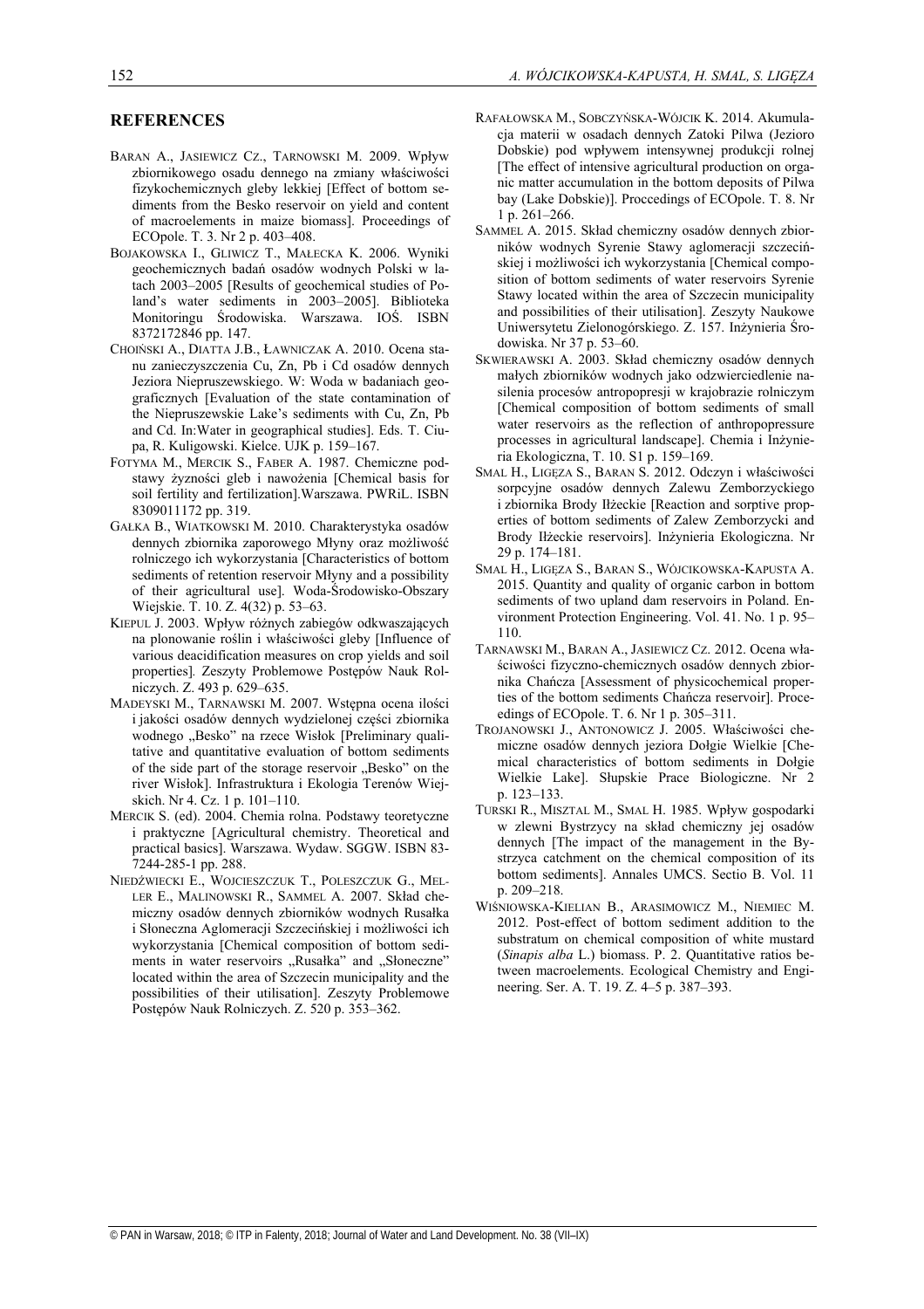## REFERENCES

BARAN A., JASIEWICZ CZ., TARNOWSKI M. 2009. Wpływ zbiornikowego osadu dennego na zmiany właściwości fizykochemicznych gleby lekkiej [Effect of bottom sediments from the Besko reservoir on yield and content of macroelements in maize biomass]. Proceedings of ECOpole. T. 3. Nr 2 p. 403–408.

BOJAKOWSKA I., GLIWICZ T., MAŁECKA K. 2006. Wyniki geochemicznych badań osadów wodnych Polski w latach 2003–2005 [Results of geochemical studies of Poland's water sediments in 2003–2005]. Biblioteka Monitoringu Środowiska. Warszawa. IOŚ. ISBN 8372172846 pp. 147.

CHOIŃSKI A., DIATTA J.B., ŁAWNICZAK A. 2010. Ocena stanu zanieczyszczenia Cu, Zn, Pb i Cd osadów dennych Jeziora Niepruszewskiego. W: Woda w badaniach geograficznych [Evaluation of the state contamination of the Niepruszewskie Lake's sediments with Cu, Zn, Pb and Cd. In:Water in geographical studies]. Eds. T. Ciupa, R. Kuligowski. Kielce. UJK p. 159–167.

FOTYMA M., MERCIK S., FABER A. 1987. Chemiczne podstawy żyzności gleb i nawożenia [Chemical basis for soil fertility and fertilization].Warszawa. PWRiL. ISBN 8309011172 pp. 319.

GAŁKA B., WIATKOWSKI M. 2010. Charakterystyka osadów dennych zbiornika zaporowego Młyny oraz możliwość rolniczego ich wykorzystania [Characteristics of bottom sediments of retention reservoir Młyny and a possibility of their agricultural use]. Woda-Środowisko-Obszary Wiejskie. T. 10. Z. 4(32) p. 53–63.

KIEPUL J. 2003. Wpływ różnych zabiegów odkwaszających na plonowanie roślin i właściwości gleby [Influence of various deacidification measures on crop yields and soil properties]. Zeszyty Problemowe Postępów Nauk Rolniczych. Z. 493 p. 629–635.

MADEYSKI M., TARNAWSKI M. 2007. Wstępna ocena ilości i jakości osadów dennych wydzielonej części zbiornika wodnego „Besko" na rzece Wisłok [Preliminary qualitative and quantitative evaluation of bottom sediments of the side part of the storage reservoir „Besko" on the river Wisłok]. Infrastruktura i Ekologia Terenów Wiejskich. Nr 4. Cz. 1 p. 101–110.

MERCIK S. (ed). 2004. Chemia rolna. Podstawy teoretyczne i praktyczne [Agricultural chemistry. Theoretical and practical basics]. Warszawa. Wydaw. SGGW. ISBN 83-7244-285-1 pp. 288.

NIEDŹWIECKI E., WOJCIESZCZUK T., POLESZCZUK G., MELLER E., MALINOWSKI R., SAMMEL A. 2007. Skład chemiczny osadów dennych zbiorników wodnych Rusałka i Słoneczna Aglomeracji Szczecińskiej i możliwości ich wykorzystania [Chemical composition of bottom sediments in water reservoirs „Rusałka" and „Słoneczne" located within the area of Szczecin municipality and the possibilities of their utilisation]. Zeszyty Problemowe Postępów Nauk Rolniczych. Z. 520 p. 353–362.

RAFAŁOWSKA M., SOBCZYŃSKA-WÓJCIK K. 2014. Akumulacja materii w osadach dennych Zatoki Pilwa (Jezioro Dobskie) pod wpływem intensywnej produkcji rolnej [The effect of intensive agricultural production on organic matter accumulation in the bottom deposits of Pilwa bay (Lake Dobskie)]. Proccedings of ECOpole. T. 8. Nr 1 p. 261–266.

SAMMEL A. 2015. Skład chemiczny osadów dennych zbiorników wodnych Syrenie Stawy aglomeracji szczecińskiej i możliwości ich wykorzystania [Chemical composition of bottom sediments of water reservoirs Syrenie Stawy located within the area of Szczecin municipality and possibilities of their utilisation]. Zeszyty Naukowe Uniwersytetu Zielonogórskiego. Z. 157. Inżynieria Środowiska. Nr 37 p. 53–60.

SKWIERAWSKI A. 2003. Skład chemiczny osadów dennych małych zbiorników wodnych jako odzwierciedlenie nasilenia procesów antropopresji w krajobrazie rolniczym [Chemical composition of bottom sediments of small water reservoirs as the reflection of anthropopressure processes in agricultural landscape]. Chemia i Inżynieria Ekologiczna, T. 10. S1 p. 159–169.

SMAL H., LIGĘZA S., BARAN S. 2012. Odczyn i właściwości sorpcyjne osadów dennych Zalewu Zemborzyckiego i zbiornika Brody Iłżeckie [Reaction and sorptive properties of bottom sediments of Zalew Zemborzycki and Brody Iłżeckie reservoirs]. Inżynieria Ekologiczna. Nr 29 p. 174–181.

SMAL H., LIGĘZA S., BARAN S., WÓJCIKOWSKA-KAPUSTA A. 2015. Quantity and quality of organic carbon in bottom sediments of two upland dam reservoirs in Poland. Environment Protection Engineering. Vol. 41. No. 1 p. 95–110.

TARNAWSKI M., BARAN A., JASIEWICZ CZ. 2012. Ocena właściwości fizyczno-chemicznych osadów dennych zbiornika Chańcza [Assessment of physicochemical properties of the bottom sediments Chańcza reservoir]. Proceedings of ECOpole. T. 6. Nr 1 p. 305–311.

TROJANOWSKI J., ANTONOWICZ J. 2005. Właściwości chemiczne osadów dennych jeziora Dołgie Wielkie [Chemical characteristics of bottom sediments in Dołgie Wielkie Lake]. Słupskie Prace Biologiczne. Nr 2 p. 123–133.

TURSKI R., MISZTAL M., SMAL H. 1985. Wpływ gospodarki w zlewni Bystrzycy na skład chemiczny jej osadów dennych [The impact of the management in the Bystrzyca catchment on the chemical composition of its bottom sediments]. Annales UMCS. Sectio B. Vol. 11 p. 209–218.

WIŚNIOWSKA-KIELIAN B., ARASIMOWICZ M., NIEMIEC M. 2012. Post-effect of bottom sediment addition to the substratum on chemical composition of white mustard (*Sinapis alba* L.) biomass. P. 2. Quantitative ratios between macroelements. Ecological Chemistry and Engineering. Ser. A. T. 19. Z. 4–5 p. 387–393.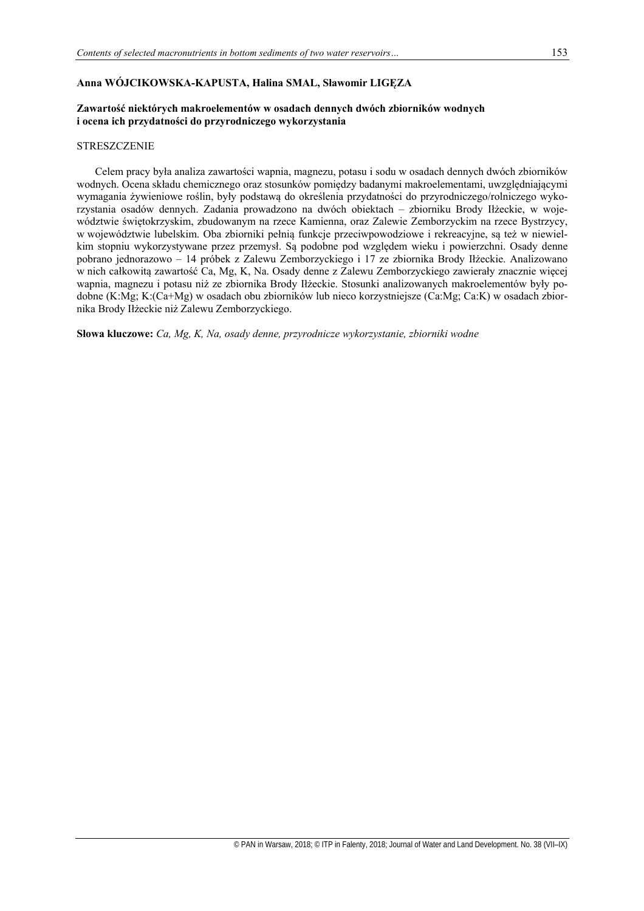**Anna WÓJCIKOWSKA-KAPUSTA, Halina SMAL, Sławomir LIGĘZA**

**Zawartość niektórych makroelementów w osadach dennych dwóch zbiorników wodnych i ocena ich przydatności do przyrodniczego wykorzystania**

STRESZCZENIE

Celem pracy była analiza zawartości wapnia, magnezu, potasu i sodu w osadach dennych dwóch zbiorników wodnych. Ocena składu chemicznego oraz stosunków pomiędzy badanymi makroelementami, uwzględniającymi wymagania żywieniowe roślin, były podstawą do określenia przydatności do przyrodniczego/rolniczego wykorzystania osadów dennych. Zadania prowadzono na dwóch obiektach – zbiorniku Brody Iłżeckie, w województwie świętokrzyskim, zbudowanym na rzece Kamienna, oraz Zalewie Zemborzyckim na rzece Bystrzycy, w województwie lubelskim. Oba zbiorniki pełnią funkcje przeciwpowodziowe i rekreacyjne, są też w niewielkim stopniu wykorzystywane przez przemysł. Są podobne pod względem wieku i powierzchni. Osady denne pobrano jednorazowo – 14 próbek z Zalewu Zemborzyckiego i 17 ze zbiornika Brody Iłżeckie. Analizowano w nich całkowitą zawartość Ca, Mg, K, Na. Osady denne z Zalewu Zemborzyckiego zawierały znacznie więcej wapnia, magnezu i potasu niż ze zbiornika Brody Iłżeckie. Stosunki analizowanych makroelementów były podobne (K:Mg; K:(Ca+Mg) w osadach obu zbiorników lub nieco korzystniejsze (Ca:Mg; Ca:K) w osadach zbiornika Brody Iłżeckie niż Zalewu Zemborzyckiego.

**Słowa kluczowe:** *Ca, Mg, K, Na, osady denne, przyrodnicze wykorzystanie, zbiorniki wodne*